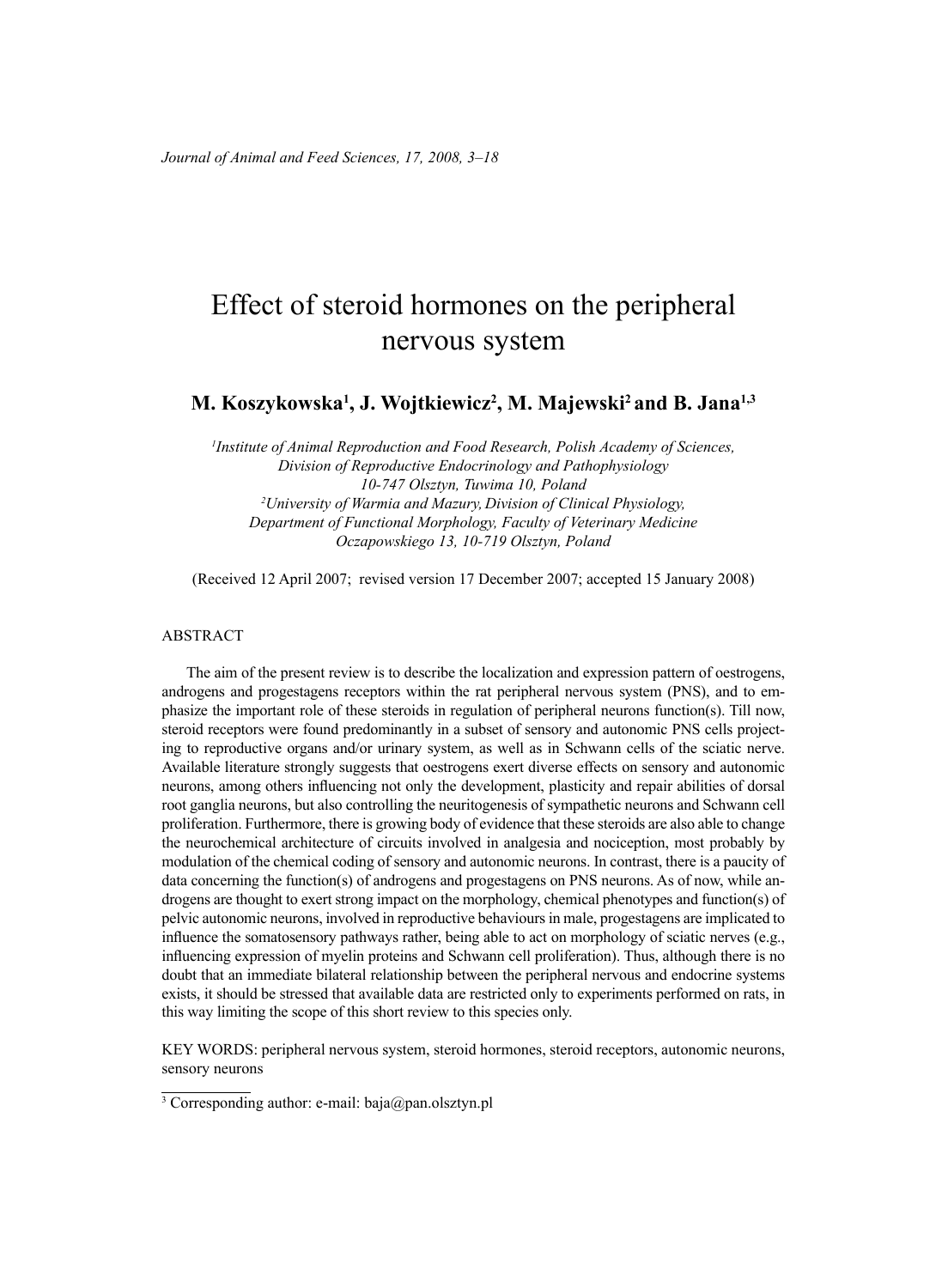# Effect of steroid hormones on the peripheral nervous system

**M. Koszykowska[1], J. Wojtkiewicz[2], M. Majewski[2] and B. Jana[1,3]**

*[1]Institute of Animal Reproduction and Food Research, Polish Academy of Sciences, Division of Reproductive Endocrinology and Pathophysiology 10-747 Olsztyn, Tuwima 10, Poland*
*[2]University of Warmia and Mazury, Division of Clinical Physiology, Department of Functional Morphology, Faculty of Veterinary Medicine Oczapowskiego 13, 10-719 Olsztyn, Poland*

(Received 12 April 2007; revised version 17 December 2007; accepted 15 January 2008)

## ABSTRACT

The aim of the present review is to describe the localization and expression pattern of oestrogens, androgens and progestagens receptors within the rat peripheral nervous system (PNS), and to emphasize the important role of these steroids in regulation of peripheral neurons function(s). Till now, steroid receptors were found predominantly in a subset of sensory and autonomic PNS cells projecting to reproductive organs and/or urinary system, as well as in Schwann cells of the sciatic nerve. Available literature strongly suggests that oestrogens exert diverse effects on sensory and autonomic neurons, among others influencing not only the development, plasticity and repair abilities of dorsal root ganglia neurons, but also controlling the neuritogenesis of sympathetic neurons and Schwann cell proliferation. Furthermore, there is growing body of evidence that these steroids are also able to change the neurochemical architecture of circuits involved in analgesia and nociception, most probably by modulation of the chemical coding of sensory and autonomic neurons. In contrast, there is a paucity of data concerning the function(s) of androgens and progestagens on PNS neurons. As of now, while androgens are thought to exert strong impact on the morphology, chemical phenotypes and function(s) of pelvic autonomic neurons, involved in reproductive behaviours in male, progestagens are implicated to influence the somatosensory pathways rather, being able to act on morphology of sciatic nerves (e.g., influencing expression of myelin proteins and Schwann cell proliferation). Thus, although there is no doubt that an immediate bilateral relationship between the peripheral nervous and endocrine systems exists, it should be stressed that available data are restricted only to experiments performed on rats, in this way limiting the scope of this short review to this species only.

KEY WORDS: peripheral nervous system, steroid hormones, steroid receptors, autonomic neurons, sensory neurons

[3] Corresponding author: e-mail: baja@pan.olsztyn.pl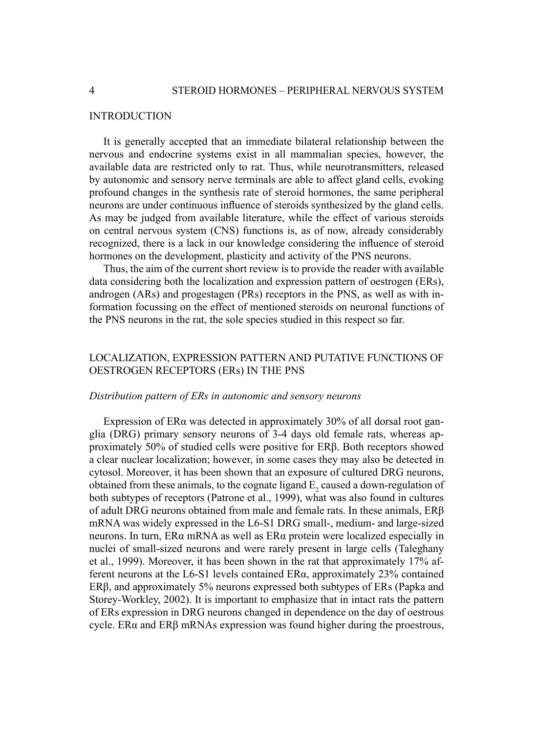## INTRODUCTION

It is generally accepted that an immediate bilateral relationship between the nervous and endocrine systems exist in all mammalian species, however, the available data are restricted only to rat. Thus, while neurotransmitters, released by autonomic and sensory nerve terminals are able to affect gland cells, evoking profound changes in the synthesis rate of steroid hormones, the same peripheral neurons are under continuous influence of steroids synthesized by the gland cells. As may be judged from available literature, while the effect of various steroids on central nervous system (CNS) functions is, as of now, already considerably recognized, there is a lack in our knowledge considering the influence of steroid hormones on the development, plasticity and activity of the PNS neurons.

Thus, the aim of the current short review is to provide the reader with available data considering both the localization and expression pattern of oestrogen (ERs), androgen (ARs) and progestagen (PRs) receptors in the PNS, as well as with information focussing on the effect of mentioned steroids on neuronal functions of the PNS neurons in the rat, the sole species studied in this respect so far.

## LOCALIZATION, EXPRESSION PATTERN AND PUTATIVE FUNCTIONS OF OESTROGEN RECEPTORS (ERs) IN THE PNS

### *Distribution pattern of ERs in autonomic and sensory neurons*

Expression of ERα was detected in approximately 30% of all dorsal root ganglia (DRG) primary sensory neurons of 3-4 days old female rats, whereas approximately 50% of studied cells were positive for ERβ. Both receptors showed a clear nuclear localization; however, in some cases they may also be detected in cytosol. Moreover, it has been shown that an exposure of cultured DRG neurons, obtained from these animals, to the cognate ligand $E_2$ caused a down-regulation of both subtypes of receptors (Patrone et al., 1999), what was also found in cultures of adult DRG neurons obtained from male and female rats. In these animals, ERβ mRNA was widely expressed in the L6-S1 DRG small-, medium- and large-sized neurons. In turn, ERα mRNA as well as ERα protein were localized especially in nuclei of small-sized neurons and were rarely present in large cells (Taleghany et al., 1999). Moreover, it has been shown in the rat that approximately 17% afferent neurons at the L6-S1 levels contained ERα, approximately 23% contained ERβ, and approximately 5% neurons expressed both subtypes of ERs (Papka and Storey-Workley, 2002). It is important to emphasize that in intact rats the pattern of ERs expression in DRG neurons changed in dependence on the day of oestrous cycle. ERα and ERβ mRNAs expression was found higher during the proestrous,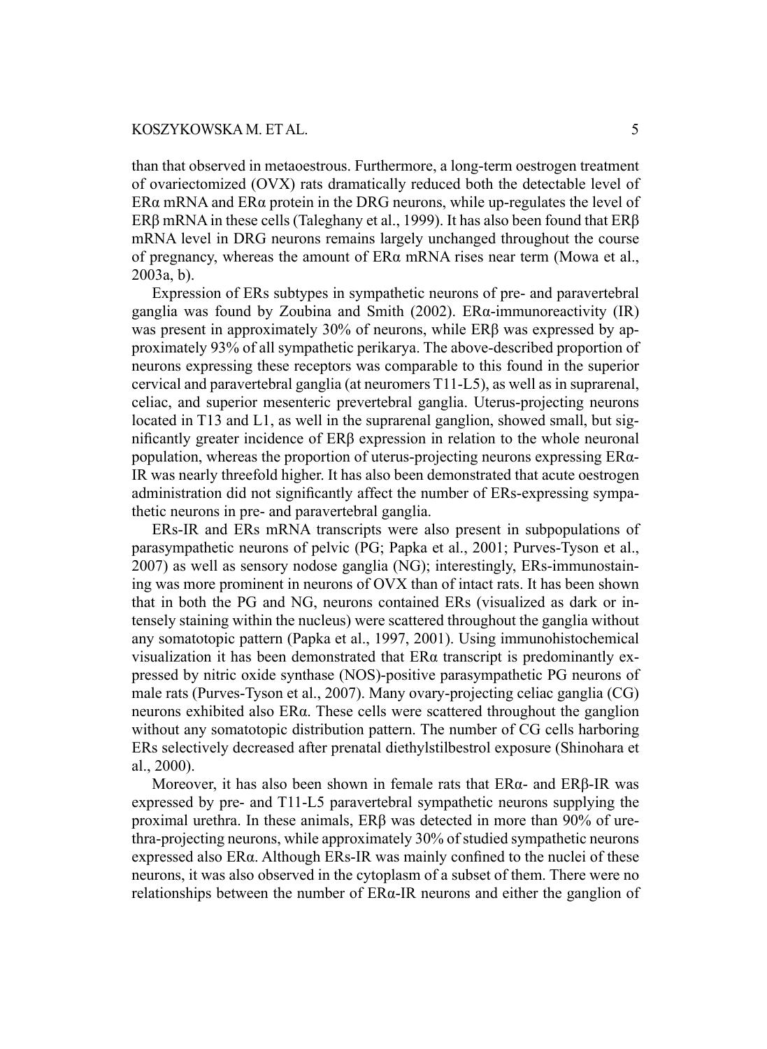than that observed in metaoestrous. Furthermore, a long-term oestrogen treatment of ovariectomized (OVX) rats dramatically reduced both the detectable level of ERα mRNA and ERα protein in the DRG neurons, while up-regulates the level of ERβ mRNA in these cells (Taleghany et al., 1999). It has also been found that ERβ mRNA level in DRG neurons remains largely unchanged throughout the course of pregnancy, whereas the amount of ERα mRNA rises near term (Mowa et al., 2003a, b).

Expression of ERs subtypes in sympathetic neurons of pre- and paravertebral ganglia was found by Zoubina and Smith (2002). ERα-immunoreactivity (IR) was present in approximately 30% of neurons, while ERβ was expressed by approximately 93% of all sympathetic perikarya. The above-described proportion of neurons expressing these receptors was comparable to this found in the superior cervical and paravertebral ganglia (at neuromers T11-L5), as well as in suprarenal, celiac, and superior mesenteric prevertebral ganglia. Uterus-projecting neurons located in T13 and L1, as well in the suprarenal ganglion, showed small, but significantly greater incidence of ERβ expression in relation to the whole neuronal population, whereas the proportion of uterus-projecting neurons expressing ERα-IR was nearly threefold higher. It has also been demonstrated that acute oestrogen administration did not significantly affect the number of ERs-expressing sympathetic neurons in pre- and paravertebral ganglia.

ERs-IR and ERs mRNA transcripts were also present in subpopulations of parasympathetic neurons of pelvic (PG; Papka et al., 2001; Purves-Tyson et al., 2007) as well as sensory nodose ganglia (NG); interestingly, ERs-immunostaining was more prominent in neurons of OVX than of intact rats. It has been shown that in both the PG and NG, neurons contained ERs (visualized as dark or intensely staining within the nucleus) were scattered throughout the ganglia without any somatotopic pattern (Papka et al., 1997, 2001). Using immunohistochemical visualization it has been demonstrated that ERα transcript is predominantly expressed by nitric oxide synthase (NOS)-positive parasympathetic PG neurons of male rats (Purves-Tyson et al., 2007). Many ovary-projecting celiac ganglia (CG) neurons exhibited also ERα. These cells were scattered throughout the ganglion without any somatotopic distribution pattern. The number of CG cells harboring ERs selectively decreased after prenatal diethylstilbestrol exposure (Shinohara et al., 2000).

Moreover, it has also been shown in female rats that ERα- and ERβ-IR was expressed by pre- and T11-L5 paravertebral sympathetic neurons supplying the proximal urethra. In these animals, ERβ was detected in more than 90% of urethra-projecting neurons, while approximately 30% of studied sympathetic neurons expressed also ERα. Although ERs-IR was mainly confined to the nuclei of these neurons, it was also observed in the cytoplasm of a subset of them. There were no relationships between the number of ERα-IR neurons and either the ganglion of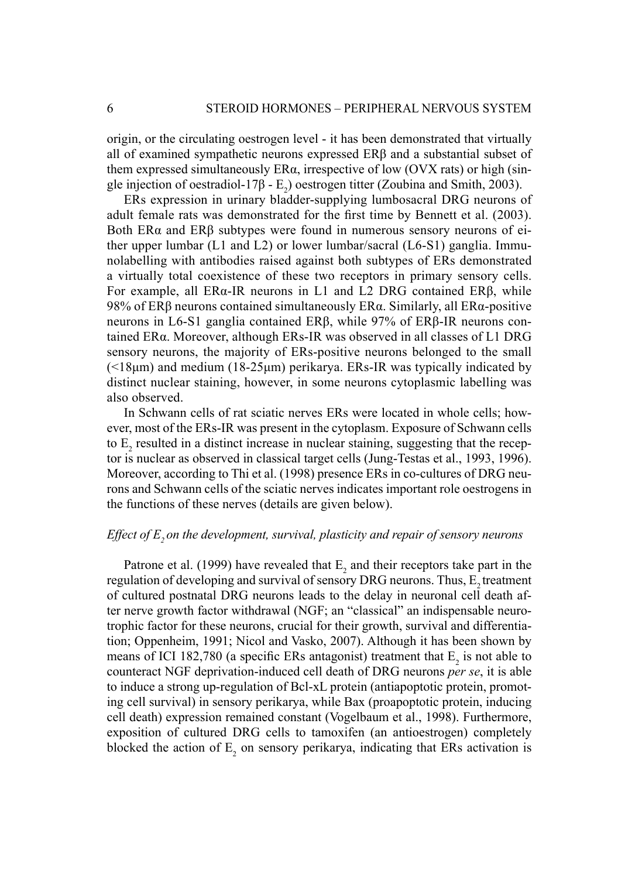origin, or the circulating oestrogen level - it has been demonstrated that virtually all of examined sympathetic neurons expressed ERβ and a substantial subset of them expressed simultaneously ERα, irrespective of low (OVX rats) or high (single injection of oestradiol-17β - $E_2$) oestrogen titter (Zoubina and Smith, 2003).

ERs expression in urinary bladder-supplying lumbosacral DRG neurons of adult female rats was demonstrated for the first time by Bennett et al. (2003). Both ERα and ERβ subtypes were found in numerous sensory neurons of either upper lumbar (L1 and L2) or lower lumbar/sacral (L6-S1) ganglia. Immunolabelling with antibodies raised against both subtypes of ERs demonstrated a virtually total coexistence of these two receptors in primary sensory cells. For example, all ERα-IR neurons in L1 and L2 DRG contained ERβ, while 98% of ERβ neurons contained simultaneously ERα. Similarly, all ERα-positive neurons in L6-S1 ganglia contained ERβ, while 97% of ERβ-IR neurons contained ERα. Moreover, although ERs-IR was observed in all classes of L1 DRG sensory neurons, the majority of ERs-positive neurons belonged to the small (<18μm) and medium (18-25μm) perikarya. ERs-IR was typically indicated by distinct nuclear staining, however, in some neurons cytoplasmic labelling was also observed.

In Schwann cells of rat sciatic nerves ERs were located in whole cells; however, most of the ERs-IR was present in the cytoplasm. Exposure of Schwann cells to $E_2$ resulted in a distinct increase in nuclear staining, suggesting that the receptor is nuclear as observed in classical target cells (Jung-Testas et al., 1993, 1996). Moreover, according to Thi et al. (1998) presence ERs in co-cultures of DRG neurons and Schwann cells of the sciatic nerves indicates important role oestrogens in the functions of these nerves (details are given below).

### *Effect of $E_2$ on the development, survival, plasticity and repair of sensory neurons*

Patrone et al. (1999) have revealed that $E_2$ and their receptors take part in the regulation of developing and survival of sensory DRG neurons. Thus, $E_2$ treatment of cultured postnatal DRG neurons leads to the delay in neuronal cell death after nerve growth factor withdrawal (NGF; an "classical" an indispensable neurotrophic factor for these neurons, crucial for their growth, survival and differentiation; Oppenheim, 1991; Nicol and Vasko, 2007). Although it has been shown by means of ICI 182,780 (a specific ERs antagonist) treatment that $E_2$ is not able to counteract NGF deprivation-induced cell death of DRG neurons *per se*, it is able to induce a strong up-regulation of Bcl-xL protein (antiapoptotic protein, promoting cell survival) in sensory perikarya, while Bax (proapoptotic protein, inducing cell death) expression remained constant (Vogelbaum et al., 1998). Furthermore, exposition of cultured DRG cells to tamoxifen (an antioestrogen) completely blocked the action of $E_2$ on sensory perikarya, indicating that ERs activation is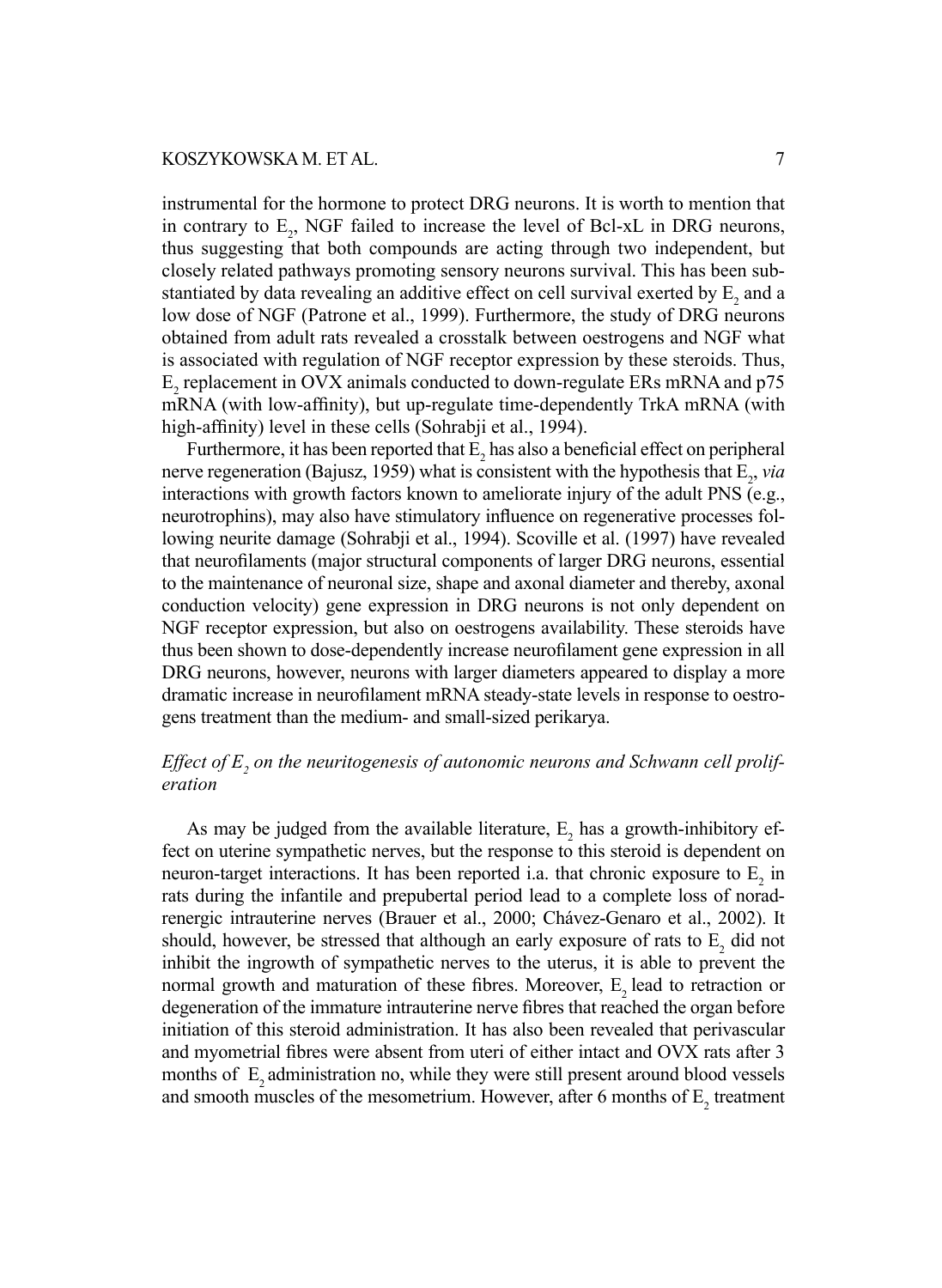instrumental for the hormone to protect DRG neurons. It is worth to mention that in contrary to $E_2$, NGF failed to increase the level of Bcl-xL in DRG neurons, thus suggesting that both compounds are acting through two independent, but closely related pathways promoting sensory neurons survival. This has been substantiated by data revealing an additive effect on cell survival exerted by $E_2$ and a low dose of NGF (Patrone et al., 1999). Furthermore, the study of DRG neurons obtained from adult rats revealed a crosstalk between oestrogens and NGF what is associated with regulation of NGF receptor expression by these steroids. Thus, $E_2$ replacement in OVX animals conducted to down-regulate ERs mRNA and p75 mRNA (with low-affinity), but up-regulate time-dependently TrkA mRNA (with high-affinity) level in these cells (Sohrabji et al., 1994).

Furthermore, it has been reported that $E_2$ has also a beneficial effect on peripheral nerve regeneration (Bajusz, 1959) what is consistent with the hypothesis that $E_2$, *via* interactions with growth factors known to ameliorate injury of the adult PNS (e.g., neurotrophins), may also have stimulatory influence on regenerative processes following neurite damage (Sohrabji et al., 1994). Scoville et al. (1997) have revealed that neurofilaments (major structural components of larger DRG neurons, essential to the maintenance of neuronal size, shape and axonal diameter and thereby, axonal conduction velocity) gene expression in DRG neurons is not only dependent on NGF receptor expression, but also on oestrogens availability. These steroids have thus been shown to dose-dependently increase neurofilament gene expression in all DRG neurons, however, neurons with larger diameters appeared to display a more dramatic increase in neurofilament mRNA steady-state levels in response to oestrogens treatment than the medium- and small-sized perikarya.

### *Effect of $E_2$ on the neuritogenesis of autonomic neurons and Schwann cell proliferation*

As may be judged from the available literature, $E_2$ has a growth-inhibitory effect on uterine sympathetic nerves, but the response to this steroid is dependent on neuron-target interactions. It has been reported i.a. that chronic exposure to $E_2$ in rats during the infantile and prepubertal period lead to a complete loss of noradrenergic intrauterine nerves (Brauer et al., 2000; Chávez-Genaro et al., 2002). It should, however, be stressed that although an early exposure of rats to $E_2$ did not inhibit the ingrowth of sympathetic nerves to the uterus, it is able to prevent the normal growth and maturation of these fibres. Moreover, $E_2$ lead to retraction or degeneration of the immature intrauterine nerve fibres that reached the organ before initiation of this steroid administration. It has also been revealed that perivascular and myometrial fibres were absent from uteri of either intact and OVX rats after 3 months of $E_2$ administration no, while they were still present around blood vessels and smooth muscles of the mesometrium. However, after 6 months of $E_2$ treatment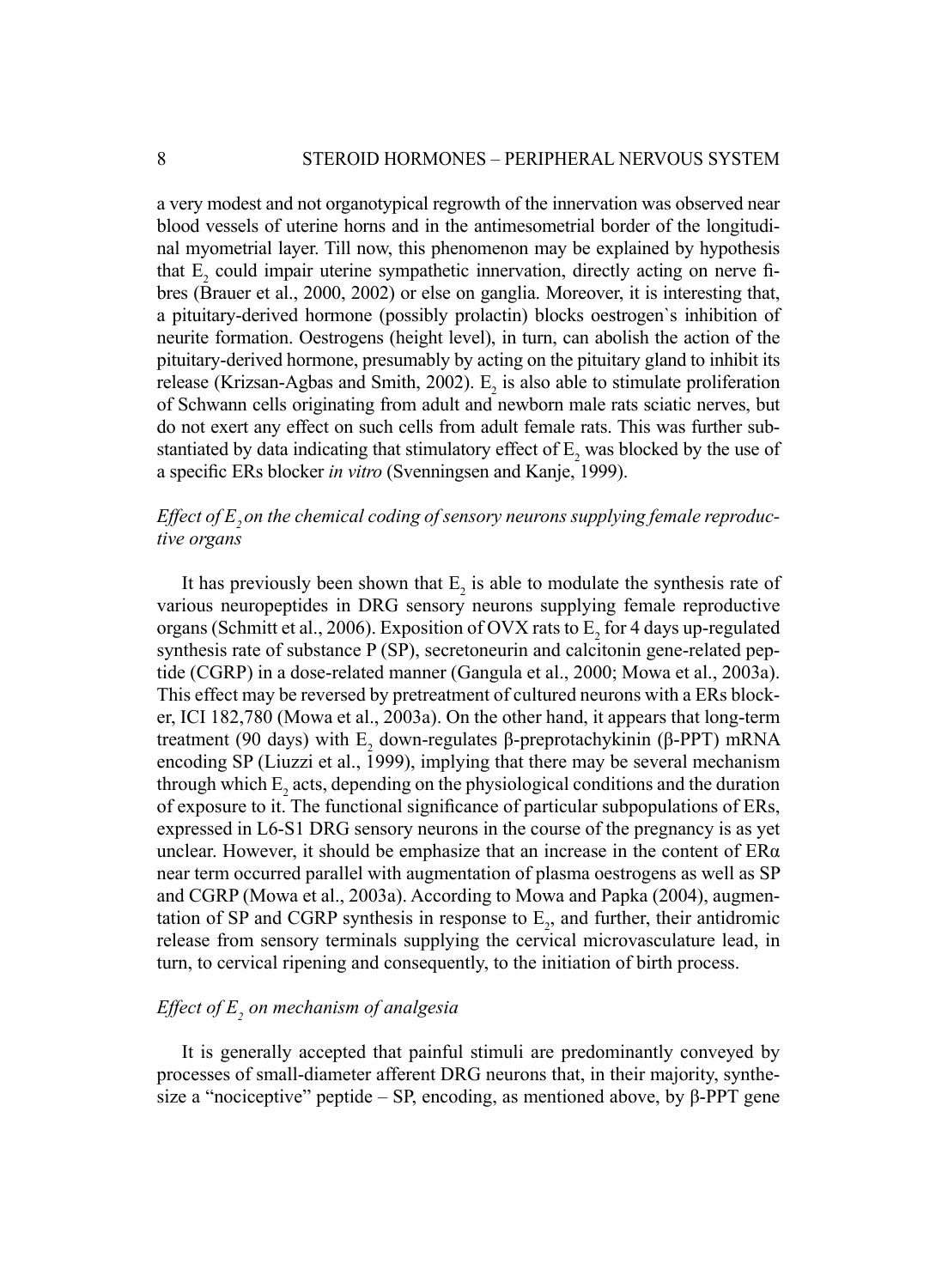a very modest and not organotypical regrowth of the innervation was observed near blood vessels of uterine horns and in the antimesometrial border of the longitudinal myometrial layer. Till now, this phenomenon may be explained by hypothesis that $E_2$ could impair uterine sympathetic innervation, directly acting on nerve fibres (Brauer et al., 2000, 2002) or else on ganglia. Moreover, it is interesting that, a pituitary-derived hormone (possibly prolactin) blocks oestrogen`s inhibition of neurite formation. Oestrogens (height level), in turn, can abolish the action of the pituitary-derived hormone, presumably by acting on the pituitary gland to inhibit its release (Krizsan-Agbas and Smith, 2002). $E_2$ is also able to stimulate proliferation of Schwann cells originating from adult and newborn male rats sciatic nerves, but do not exert any effect on such cells from adult female rats. This was further substantiated by data indicating that stimulatory effect of $E_2$ was blocked by the use of a specific ERs blocker *in vitro* (Svenningsen and Kanje, 1999).

### *Effect of $E_2$ on the chemical coding of sensory neurons supplying female reproductive organs*

It has previously been shown that $E_2$ is able to modulate the synthesis rate of various neuropeptides in DRG sensory neurons supplying female reproductive organs (Schmitt et al., 2006). Exposition of OVX rats to $E_2$ for 4 days up-regulated synthesis rate of substance P (SP), secretoneurin and calcitonin gene-related peptide (CGRP) in a dose-related manner (Gangula et al., 2000; Mowa et al., 2003a). This effect may be reversed by pretreatment of cultured neurons with a ERs blocker, ICI 182,780 (Mowa et al., 2003a). On the other hand, it appears that long-term treatment (90 days) with $E_2$ down-regulates β-preprotachykinin (β-PPT) mRNA encoding SP (Liuzzi et al., 1999), implying that there may be several mechanism through which $E_2$ acts, depending on the physiological conditions and the duration of exposure to it. The functional significance of particular subpopulations of ERs, expressed in L6-S1 DRG sensory neurons in the course of the pregnancy is as yet unclear. However, it should be emphasize that an increase in the content of ERα near term occurred parallel with augmentation of plasma oestrogens as well as SP and CGRP (Mowa et al., 2003a). According to Mowa and Papka (2004), augmentation of SP and CGRP synthesis in response to $E_2$, and further, their antidromic release from sensory terminals supplying the cervical microvasculature lead, in turn, to cervical ripening and consequently, to the initiation of birth process.

### *Effect of $E_2$ on mechanism of analgesia*

It is generally accepted that painful stimuli are predominantly conveyed by processes of small-diameter afferent DRG neurons that, in their majority, synthesize a "nociceptive" peptide – SP, encoding, as mentioned above, by β-PPT gene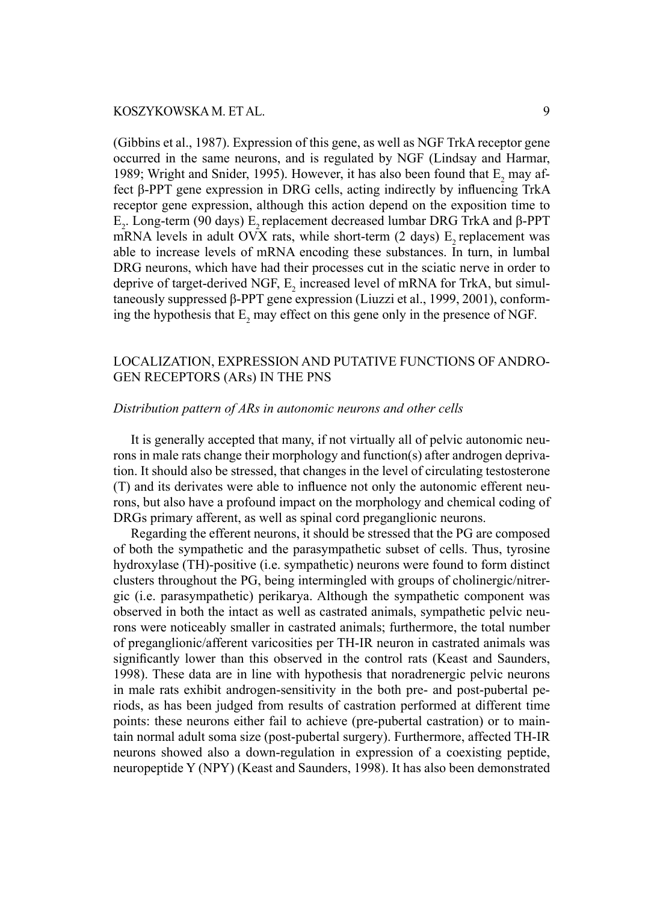(Gibbins et al., 1987). Expression of this gene, as well as NGF TrkA receptor gene occurred in the same neurons, and is regulated by NGF (Lindsay and Harmar, 1989; Wright and Snider, 1995). However, it has also been found that $E_2$ may affect β-PPT gene expression in DRG cells, acting indirectly by influencing TrkA receptor gene expression, although this action depend on the exposition time to $E_2$. Long-term (90 days) $E_2$ replacement decreased lumbar DRG TrkA and β-PPT mRNA levels in adult OVX rats, while short-term (2 days) $E_2$ replacement was able to increase levels of mRNA encoding these substances. In turn, in lumbal DRG neurons, which have had their processes cut in the sciatic nerve in order to deprive of target-derived NGF, $E_2$ increased level of mRNA for TrkA, but simultaneously suppressed β-PPT gene expression (Liuzzi et al., 1999, 2001), conforming the hypothesis that $E_2$ may effect on this gene only in the presence of NGF.

## LOCALIZATION, EXPRESSION AND PUTATIVE FUNCTIONS OF ANDROGEN RECEPTORS (ARs) IN THE PNS

### *Distribution pattern of ARs in autonomic neurons and other cells*

It is generally accepted that many, if not virtually all of pelvic autonomic neurons in male rats change their morphology and function(s) after androgen deprivation. It should also be stressed, that changes in the level of circulating testosterone (T) and its derivates were able to influence not only the autonomic efferent neurons, but also have a profound impact on the morphology and chemical coding of DRGs primary afferent, as well as spinal cord preganglionic neurons.

Regarding the efferent neurons, it should be stressed that the PG are composed of both the sympathetic and the parasympathetic subset of cells. Thus, tyrosine hydroxylase (TH)-positive (i.e. sympathetic) neurons were found to form distinct clusters throughout the PG, being intermingled with groups of cholinergic/nitrergic (i.e. parasympathetic) perikarya. Although the sympathetic component was observed in both the intact as well as castrated animals, sympathetic pelvic neurons were noticeably smaller in castrated animals; furthermore, the total number of preganglionic/afferent varicosities per TH-IR neuron in castrated animals was significantly lower than this observed in the control rats (Keast and Saunders, 1998). These data are in line with hypothesis that noradrenergic pelvic neurons in male rats exhibit androgen-sensitivity in the both pre- and post-pubertal periods, as has been judged from results of castration performed at different time points: these neurons either fail to achieve (pre-pubertal castration) or to maintain normal adult soma size (post-pubertal surgery). Furthermore, affected TH-IR neurons showed also a down-regulation in expression of a coexisting peptide, neuropeptide Y (NPY) (Keast and Saunders, 1998). It has also been demonstrated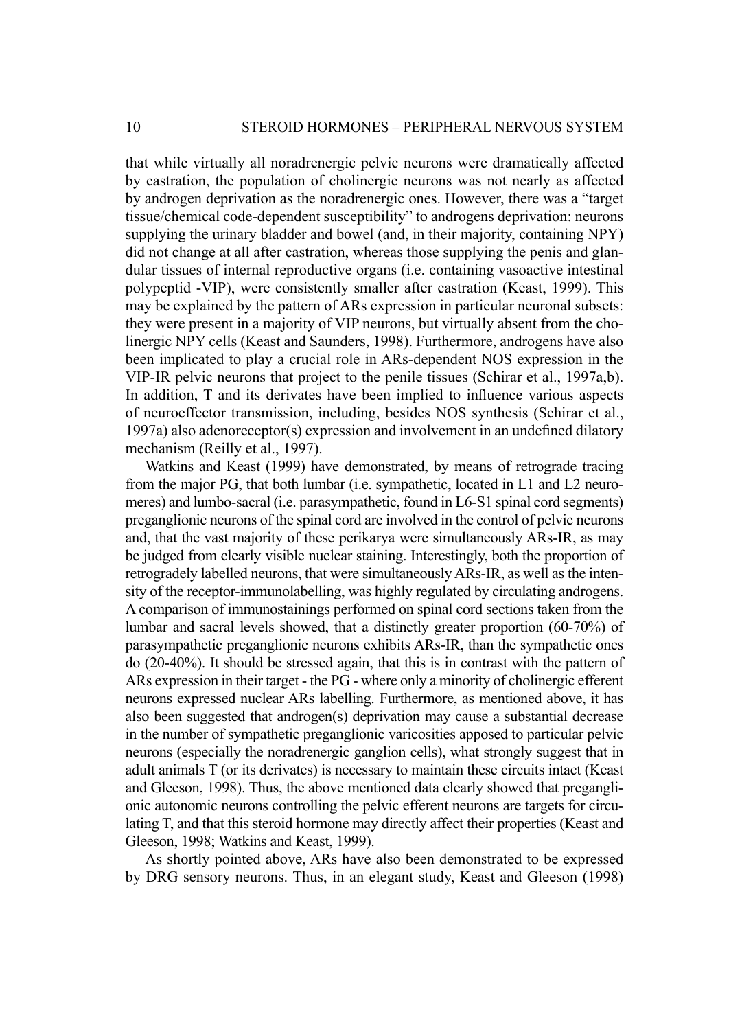that while virtually all noradrenergic pelvic neurons were dramatically affected by castration, the population of cholinergic neurons was not nearly as affected by androgen deprivation as the noradrenergic ones. However, there was a "target tissue/chemical code-dependent susceptibility" to androgens deprivation: neurons supplying the urinary bladder and bowel (and, in their majority, containing NPY) did not change at all after castration, whereas those supplying the penis and glandular tissues of internal reproductive organs (i.e. containing vasoactive intestinal polypeptid -VIP), were consistently smaller after castration (Keast, 1999). This may be explained by the pattern of ARs expression in particular neuronal subsets: they were present in a majority of VIP neurons, but virtually absent from the cholinergic NPY cells (Keast and Saunders, 1998). Furthermore, androgens have also been implicated to play a crucial role in ARs-dependent NOS expression in the VIP-IR pelvic neurons that project to the penile tissues (Schirar et al., 1997a,b). In addition, T and its derivates have been implied to influence various aspects of neuroeffector transmission, including, besides NOS synthesis (Schirar et al., 1997a) also adenoreceptor(s) expression and involvement in an undefined dilatory mechanism (Reilly et al., 1997).

Watkins and Keast (1999) have demonstrated, by means of retrograde tracing from the major PG, that both lumbar (i.e. sympathetic, located in L1 and L2 neuromeres) and lumbo-sacral (i.e. parasympathetic, found in L6-S1 spinal cord segments) preganglionic neurons of the spinal cord are involved in the control of pelvic neurons and, that the vast majority of these perikarya were simultaneously ARs-IR, as may be judged from clearly visible nuclear staining. Interestingly, both the proportion of retrogradely labelled neurons, that were simultaneously ARs-IR, as well as the intensity of the receptor-immunolabelling, was highly regulated by circulating androgens. A comparison of immunostainings performed on spinal cord sections taken from the lumbar and sacral levels showed, that a distinctly greater proportion (60-70%) of parasympathetic preganglionic neurons exhibits ARs-IR, than the sympathetic ones do (20-40%). It should be stressed again, that this is in contrast with the pattern of ARs expression in their target - the PG - where only a minority of cholinergic efferent neurons expressed nuclear ARs labelling. Furthermore, as mentioned above, it has also been suggested that androgen(s) deprivation may cause a substantial decrease in the number of sympathetic preganglionic varicosities apposed to particular pelvic neurons (especially the noradrenergic ganglion cells), what strongly suggest that in adult animals T (or its derivates) is necessary to maintain these circuits intact (Keast and Gleeson, 1998). Thus, the above mentioned data clearly showed that preganglionic autonomic neurons controlling the pelvic efferent neurons are targets for circulating T, and that this steroid hormone may directly affect their properties (Keast and Gleeson, 1998; Watkins and Keast, 1999).

As shortly pointed above, ARs have also been demonstrated to be expressed by DRG sensory neurons. Thus, in an elegant study, Keast and Gleeson (1998)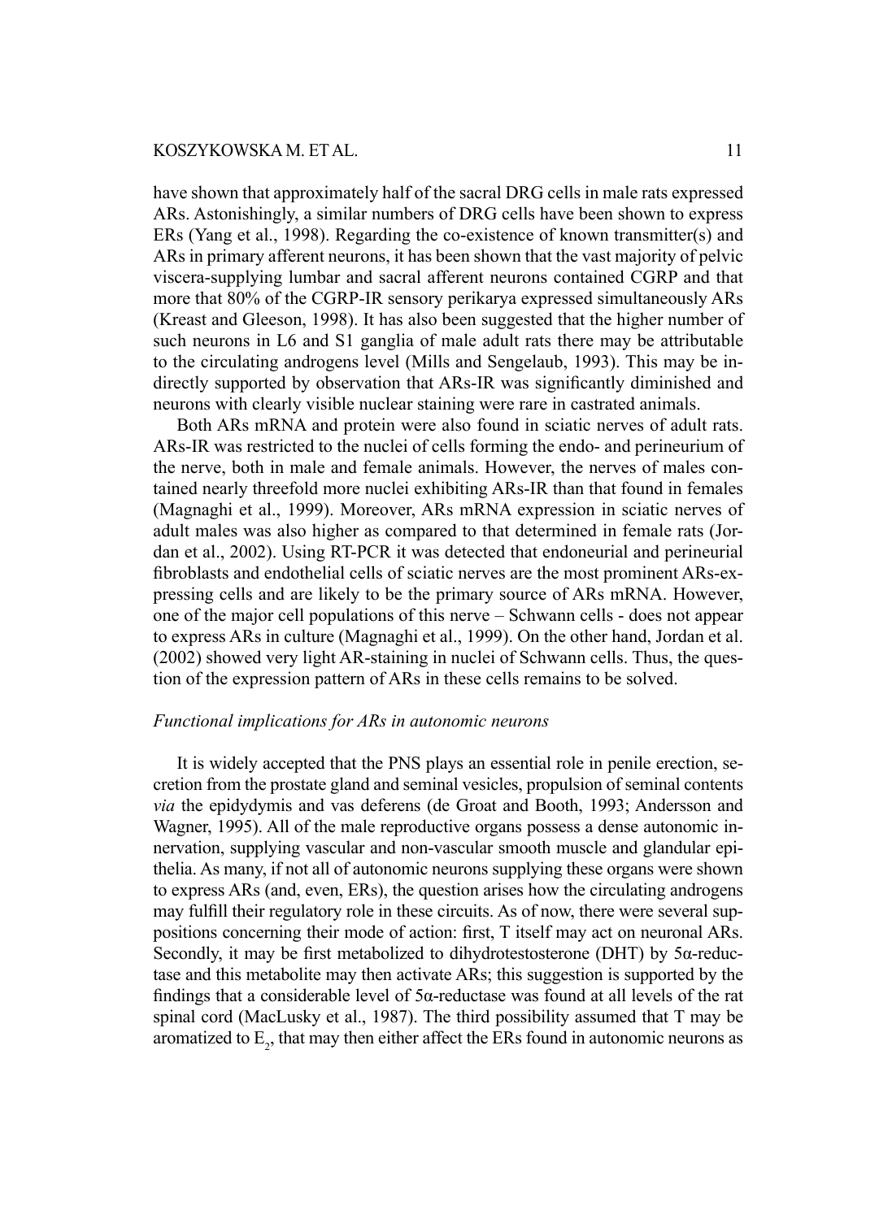have shown that approximately half of the sacral DRG cells in male rats expressed ARs. Astonishingly, a similar numbers of DRG cells have been shown to express ERs (Yang et al., 1998). Regarding the co-existence of known transmitter(s) and ARs in primary afferent neurons, it has been shown that the vast majority of pelvic viscera-supplying lumbar and sacral afferent neurons contained CGRP and that more that 80% of the CGRP-IR sensory perikarya expressed simultaneously ARs (Kreast and Gleeson, 1998). It has also been suggested that the higher number of such neurons in L6 and S1 ganglia of male adult rats there may be attributable to the circulating androgens level (Mills and Sengelaub, 1993). This may be indirectly supported by observation that ARs-IR was significantly diminished and neurons with clearly visible nuclear staining were rare in castrated animals.

Both ARs mRNA and protein were also found in sciatic nerves of adult rats. ARs-IR was restricted to the nuclei of cells forming the endo- and perineurium of the nerve, both in male and female animals. However, the nerves of males contained nearly threefold more nuclei exhibiting ARs-IR than that found in females (Magnaghi et al., 1999). Moreover, ARs mRNA expression in sciatic nerves of adult males was also higher as compared to that determined in female rats (Jordan et al., 2002). Using RT-PCR it was detected that endoneurial and perineurial fibroblasts and endothelial cells of sciatic nerves are the most prominent ARs-expressing cells and are likely to be the primary source of ARs mRNA. However, one of the major cell populations of this nerve – Schwann cells - does not appear to express ARs in culture (Magnaghi et al., 1999). On the other hand, Jordan et al. (2002) showed very light AR-staining in nuclei of Schwann cells. Thus, the question of the expression pattern of ARs in these cells remains to be solved.

*Functional implications for ARs in autonomic neurons*

It is widely accepted that the PNS plays an essential role in penile erection, secretion from the prostate gland and seminal vesicles, propulsion of seminal contents *via* the epidydymis and vas deferens (de Groat and Booth, 1993; Andersson and Wagner, 1995). All of the male reproductive organs possess a dense autonomic innervation, supplying vascular and non-vascular smooth muscle and glandular epithelia. As many, if not all of autonomic neurons supplying these organs were shown to express ARs (and, even, ERs), the question arises how the circulating androgens may fulfill their regulatory role in these circuits. As of now, there were several suppositions concerning their mode of action: first, T itself may act on neuronal ARs. Secondly, it may be first metabolized to dihydrotestosterone (DHT) by 5α-reductase and this metabolite may then activate ARs; this suggestion is supported by the findings that a considerable level of 5α-reductase was found at all levels of the rat spinal cord (MacLusky et al., 1987). The third possibility assumed that T may be aromatized to $E_2$, that may then either affect the ERs found in autonomic neurons as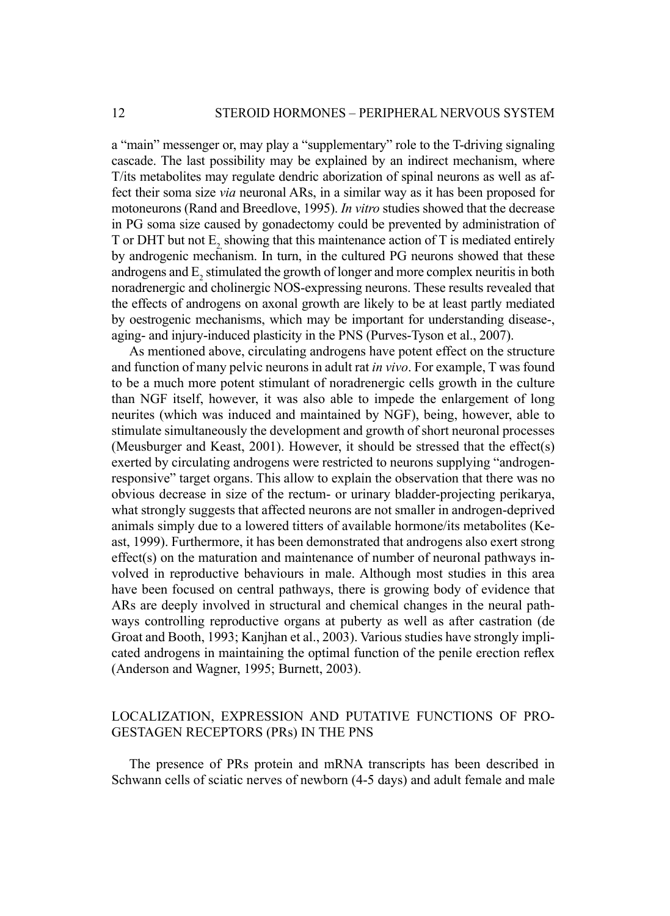a "main" messenger or, may play a "supplementary" role to the T-driving signaling cascade. The last possibility may be explained by an indirect mechanism, where T/its metabolites may regulate dendric aborization of spinal neurons as well as affect their soma size *via* neuronal ARs, in a similar way as it has been proposed for motoneurons (Rand and Breedlove, 1995). *In vitro* studies showed that the decrease in PG soma size caused by gonadectomy could be prevented by administration of T or DHT but not $E_2$ showing that this maintenance action of T is mediated entirely by androgenic mechanism. In turn, in the cultured PG neurons showed that these androgens and $E_2$ stimulated the growth of longer and more complex neuritis in both noradrenergic and cholinergic NOS-expressing neurons. These results revealed that the effects of androgens on axonal growth are likely to be at least partly mediated by oestrogenic mechanisms, which may be important for understanding disease-, aging- and injury-induced plasticity in the PNS (Purves-Tyson et al., 2007).

As mentioned above, circulating androgens have potent effect on the structure and function of many pelvic neurons in adult rat *in vivo*. For example, T was found to be a much more potent stimulant of noradrenergic cells growth in the culture than NGF itself, however, it was also able to impede the enlargement of long neurites (which was induced and maintained by NGF), being, however, able to stimulate simultaneously the development and growth of short neuronal processes (Meusburger and Keast, 2001). However, it should be stressed that the effect(s) exerted by circulating androgens were restricted to neurons supplying "androgen-responsive" target organs. This allow to explain the observation that there was no obvious decrease in size of the rectum- or urinary bladder-projecting perikarya, what strongly suggests that affected neurons are not smaller in androgen-deprived animals simply due to a lowered titters of available hormone/its metabolites (Keast, 1999). Furthermore, it has been demonstrated that androgens also exert strong effect(s) on the maturation and maintenance of number of neuronal pathways involved in reproductive behaviours in male. Although most studies in this area have been focused on central pathways, there is growing body of evidence that ARs are deeply involved in structural and chemical changes in the neural pathways controlling reproductive organs at puberty as well as after castration (de Groat and Booth, 1993; Kanjhan et al., 2003). Various studies have strongly implicated androgens in maintaining the optimal function of the penile erection reflex (Anderson and Wagner, 1995; Burnett, 2003).

## LOCALIZATION, EXPRESSION AND PUTATIVE FUNCTIONS OF PROGESTAGEN RECEPTORS (PRs) IN THE PNS

The presence of PRs protein and mRNA transcripts has been described in Schwann cells of sciatic nerves of newborn (4-5 days) and adult female and male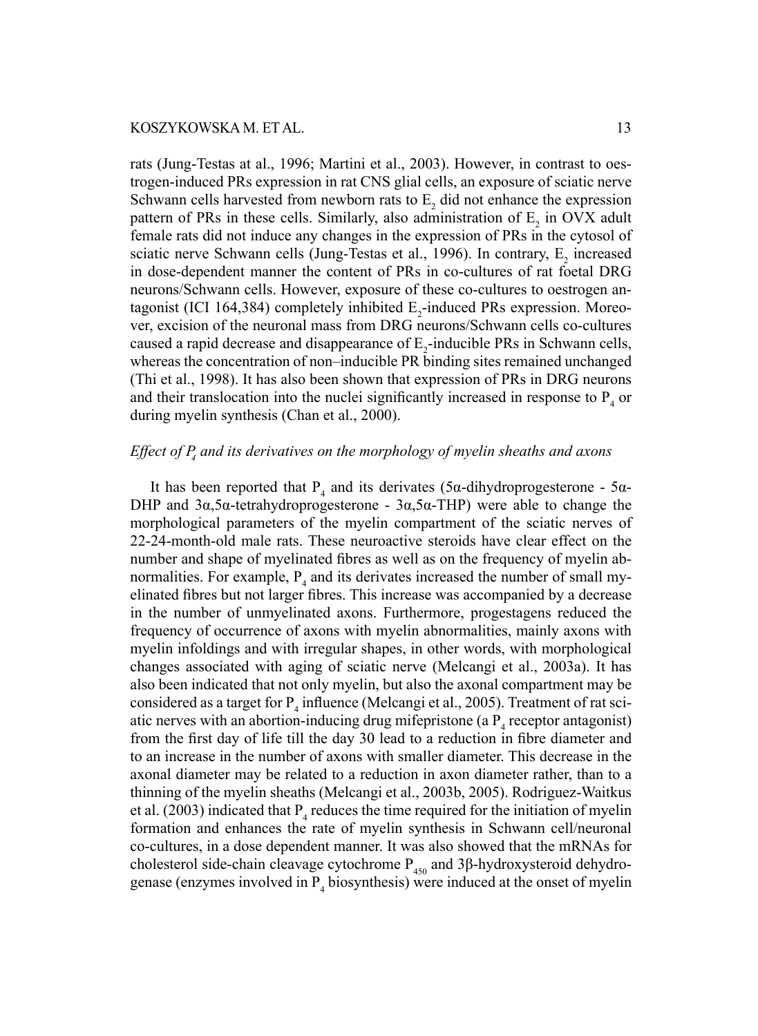rats (Jung-Testas at al., 1996; Martini et al., 2003). However, in contrast to oestrogen-induced PRs expression in rat CNS glial cells, an exposure of sciatic nerve Schwann cells harvested from newborn rats to $E_2$ did not enhance the expression pattern of PRs in these cells. Similarly, also administration of $E_2$ in OVX adult female rats did not induce any changes in the expression of PRs in the cytosol of sciatic nerve Schwann cells (Jung-Testas et al., 1996). In contrary, $E_2$ increased in dose-dependent manner the content of PRs in co-cultures of rat foetal DRG neurons/Schwann cells. However, exposure of these co-cultures to oestrogen antagonist (ICI 164,384) completely inhibited $E_2$-induced PRs expression. Moreover, excision of the neuronal mass from DRG neurons/Schwann cells co-cultures caused a rapid decrease and disappearance of $E_2$-inducible PRs in Schwann cells, whereas the concentration of non–inducible PR binding sites remained unchanged (Thi et al., 1998). It has also been shown that expression of PRs in DRG neurons and their translocation into the nuclei significantly increased in response to $P_4$ or during myelin synthesis (Chan et al., 2000).

### *Effect of $P_4$ and its derivatives on the morphology of myelin sheaths and axons*

It has been reported that $P_4$ and its derivates (5α-dihydroprogesterone - 5α-DHP and 3α,5α-tetrahydroprogesterone - 3α,5α-THP) were able to change the morphological parameters of the myelin compartment of the sciatic nerves of 22-24-month-old male rats. These neuroactive steroids have clear effect on the number and shape of myelinated fibres as well as on the frequency of myelin abnormalities. For example, $P_4$ and its derivates increased the number of small myelinated fibres but not larger fibres. This increase was accompanied by a decrease in the number of unmyelinated axons. Furthermore, progestagens reduced the frequency of occurrence of axons with myelin abnormalities, mainly axons with myelin infoldings and with irregular shapes, in other words, with morphological changes associated with aging of sciatic nerve (Melcangi et al., 2003a). It has also been indicated that not only myelin, but also the axonal compartment may be considered as a target for $P_4$ influence (Melcangi et al., 2005). Treatment of rat sciatic nerves with an abortion-inducing drug mifepristone (a $P_4$ receptor antagonist) from the first day of life till the day 30 lead to a reduction in fibre diameter and to an increase in the number of axons with smaller diameter. This decrease in the axonal diameter may be related to a reduction in axon diameter rather, than to a thinning of the myelin sheaths (Melcangi et al., 2003b, 2005). Rodriguez-Waitkus et al. (2003) indicated that $P_4$ reduces the time required for the initiation of myelin formation and enhances the rate of myelin synthesis in Schwann cell/neuronal co-cultures, in a dose dependent manner. It was also showed that the mRNAs for cholesterol side-chain cleavage cytochrome $P_{450}$ and 3β-hydroxysteroid dehydrogenase (enzymes involved in $P_4$ biosynthesis) were induced at the onset of myelin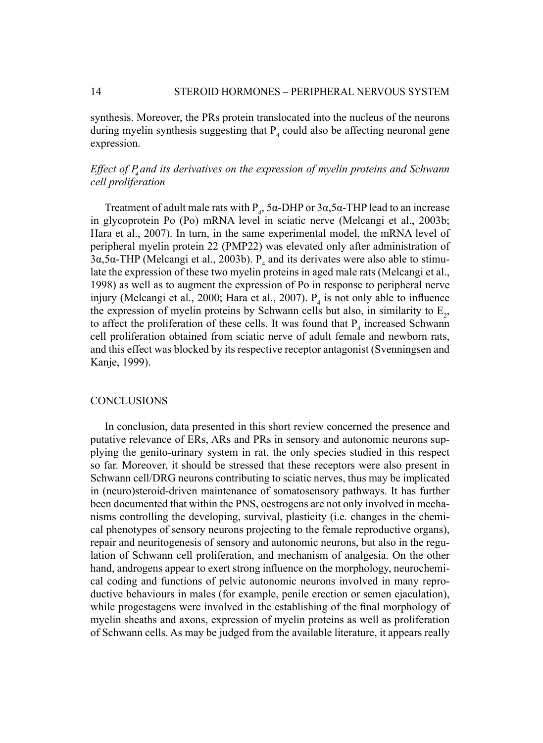synthesis. Moreover, the PRs protein translocated into the nucleus of the neurons during myelin synthesis suggesting that $P_4$ could also be affecting neuronal gene expression.

### *Effect of $P_4$ and its derivatives on the expression of myelin proteins and Schwann cell proliferation*

Treatment of adult male rats with $P_4$, 5α-DHP or 3α,5α-THP lead to an increase in glycoprotein Po (Po) mRNA level in sciatic nerve (Melcangi et al., 2003b; Hara et al., 2007). In turn, in the same experimental model, the mRNA level of peripheral myelin protein 22 (PMP22) was elevated only after administration of 3α,5α-THP (Melcangi et al., 2003b). $P_4$ and its derivates were also able to stimulate the expression of these two myelin proteins in aged male rats (Melcangi et al., 1998) as well as to augment the expression of Po in response to peripheral nerve injury (Melcangi et al., 2000; Hara et al., 2007). $P_4$ is not only able to influence the expression of myelin proteins by Schwann cells but also, in similarity to $E_2$, to affect the proliferation of these cells. It was found that $P_4$ increased Schwann cell proliferation obtained from sciatic nerve of adult female and newborn rats, and this effect was blocked by its respective receptor antagonist (Svenningsen and Kanje, 1999).

## CONCLUSIONS

In conclusion, data presented in this short review concerned the presence and putative relevance of ERs, ARs and PRs in sensory and autonomic neurons supplying the genito-urinary system in rat, the only species studied in this respect so far. Moreover, it should be stressed that these receptors were also present in Schwann cell/DRG neurons contributing to sciatic nerves, thus may be implicated in (neuro)steroid-driven maintenance of somatosensory pathways. It has further been documented that within the PNS, oestrogens are not only involved in mechanisms controlling the developing, survival, plasticity (i.e*.* changes in the chemical phenotypes of sensory neurons projecting to the female reproductive organs), repair and neuritogenesis of sensory and autonomic neurons, but also in the regulation of Schwann cell proliferation, and mechanism of analgesia. On the other hand, androgens appear to exert strong influence on the morphology, neurochemical coding and functions of pelvic autonomic neurons involved in many reproductive behaviours in males (for example, penile erection or semen ejaculation), while progestagens were involved in the establishing of the final morphology of myelin sheaths and axons, expression of myelin proteins as well as proliferation of Schwann cells. As may be judged from the available literature, it appears really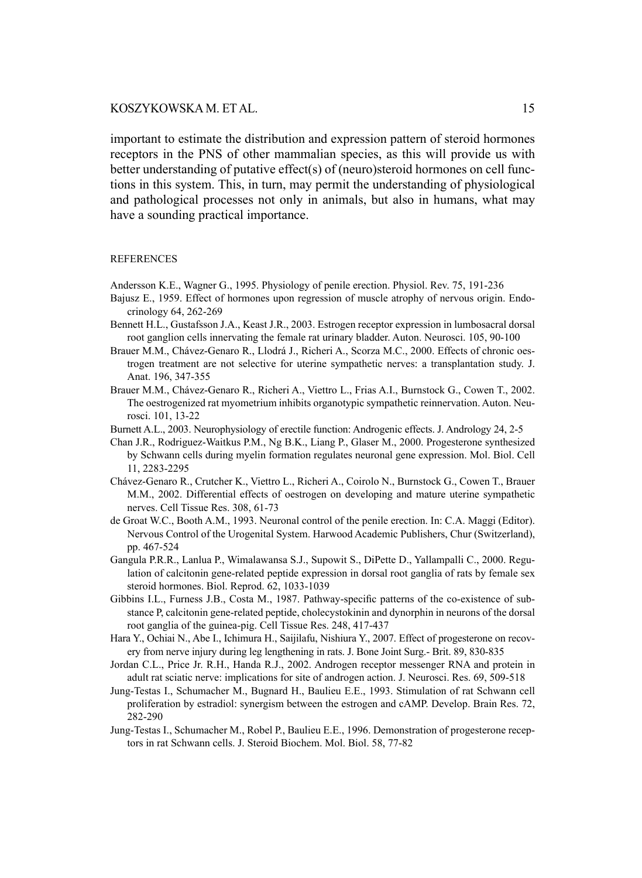important to estimate the distribution and expression pattern of steroid hormones receptors in the PNS of other mammalian species, as this will provide us with better understanding of putative effect(s) of (neuro)steroid hormones on cell functions in this system. This, in turn, may permit the understanding of physiological and pathological processes not only in animals, but also in humans, what may have a sounding practical importance.

## REFERENCES

Andersson K.E., Wagner G., 1995. Physiology of penile erection. Physiol. Rev. 75, 191-236

Bajusz E., 1959. Effect of hormones upon regression of muscle atrophy of nervous origin. Endocrinology 64, 262-269

Bennett H.L., Gustafsson J.A., Keast J.R., 2003. Estrogen receptor expression in lumbosacral dorsal root ganglion cells innervating the female rat urinary bladder. Auton. Neurosci. 105, 90-100

Brauer M.M., Chávez-Genaro R., Llodrá J., Richeri A., Scorza M.C., 2000. Effects of chronic oestrogen treatment are not selective for uterine sympathetic nerves: a transplantation study. J. Anat. 196, 347-355

Brauer M.M., Chávez-Genaro R., Richeri A., Viettro L., Frias A.I., Burnstock G., Cowen T., 2002. The oestrogenized rat myometrium inhibits organotypic sympathetic reinnervation. Auton. Neurosci. 101, 13-22

Burnett A.L., 2003. Neurophysiology of erectile function: Androgenic effects. J. Andrology 24, 2-5

Chan J.R., Rodriguez-Waitkus P.M., Ng B.K., Liang P., Glaser M., 2000. Progesterone synthesized by Schwann cells during myelin formation regulates neuronal gene expression. Mol. Biol. Cell 11, 2283-2295

Chávez-Genaro R., Crutcher K., Viettro L., Richeri A., Coirolo N., Burnstock G., Cowen T., Brauer M.M., 2002. Differential effects of oestrogen on developing and mature uterine sympathetic nerves. Cell Tissue Res. 308, 61-73

de Groat W.C., Booth A.M., 1993. Neuronal control of the penile erection. In: C.A. Maggi (Editor). Nervous Control of the Urogenital System. Harwood Academic Publishers, Chur (Switzerland), pp. 467-524

Gangula P.R.R., Lanlua P., Wimalawansa S.J., Supowit S., DiPette D., Yallampalli C., 2000. Regulation of calcitonin gene-related peptide expression in dorsal root ganglia of rats by female sex steroid hormones. Biol. Reprod. 62, 1033-1039

Gibbins I.L., Furness J.B., Costa M., 1987. Pathway-specific patterns of the co-existence of substance P, calcitonin gene-related peptide, cholecystokinin and dynorphin in neurons of the dorsal root ganglia of the guinea-pig. Cell Tissue Res. 248, 417-437

Hara Y., Ochiai N., Abe I., Ichimura H., Saijilafu, Nishiura Y., 2007. Effect of progesterone on recovery from nerve injury during leg lengthening in rats. J. Bone Joint Surg.- Brit. 89, 830-835

Jordan C.L., Price Jr. R.H., Handa R.J., 2002. Androgen receptor messenger RNA and protein in adult rat sciatic nerve: implications for site of androgen action. J. Neurosci. Res. 69, 509-518

Jung-Testas I., Schumacher M., Bugnard H., Baulieu E.E., 1993. Stimulation of rat Schwann cell proliferation by estradiol: synergism between the estrogen and cAMP. Develop. Brain Res. 72, 282-290

Jung-Testas I., Schumacher M., Robel P., Baulieu E.E., 1996. Demonstration of progesterone receptors in rat Schwann cells. J. Steroid Biochem. Mol. Biol. 58, 77-82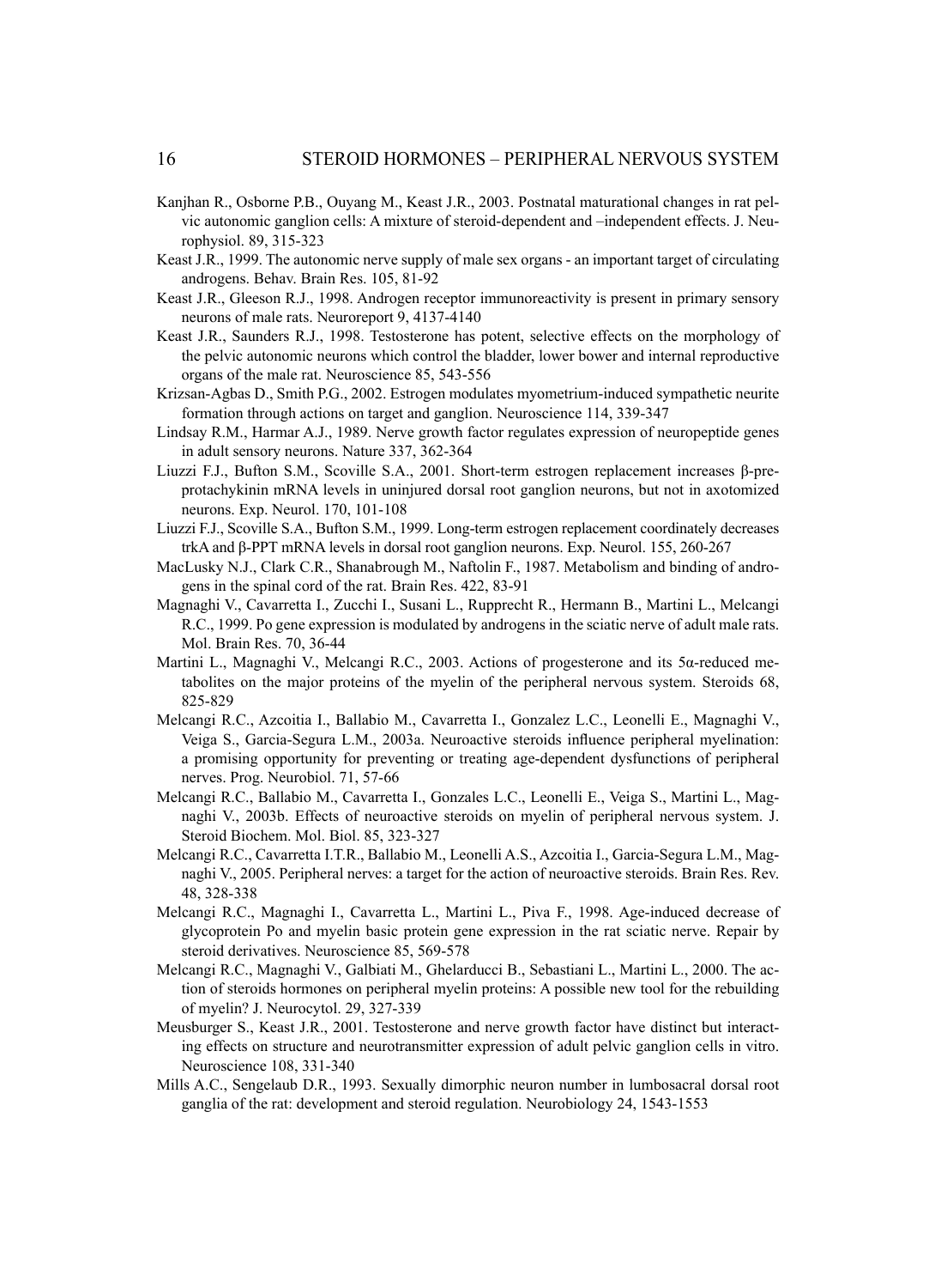Kanjhan R., Osborne P.B., Ouyang M., Keast J.R., 2003. Postnatal maturational changes in rat pelvic autonomic ganglion cells: A mixture of steroid-dependent and –independent effects. J. Neurophysiol. 89, 315-323

Keast J.R., 1999. The autonomic nerve supply of male sex organs - an important target of circulating androgens. Behav. Brain Res. 105, 81-92

Keast J.R., Gleeson R.J., 1998. Androgen receptor immunoreactivity is present in primary sensory neurons of male rats. Neuroreport 9, 4137-4140

Keast J.R., Saunders R.J., 1998. Testosterone has potent, selective effects on the morphology of the pelvic autonomic neurons which control the bladder, lower bower and internal reproductive organs of the male rat. Neuroscience 85, 543-556

Krizsan-Agbas D., Smith P.G., 2002. Estrogen modulates myometrium-induced sympathetic neurite formation through actions on target and ganglion. Neuroscience 114, 339-347

Lindsay R.M., Harmar A.J., 1989. Nerve growth factor regulates expression of neuropeptide genes in adult sensory neurons. Nature 337, 362-364

Liuzzi F.J., Bufton S.M., Scoville S.A., 2001. Short-term estrogen replacement increases β-preprotachykinin mRNA levels in uninjured dorsal root ganglion neurons, but not in axotomized neurons. Exp. Neurol. 170, 101-108

Liuzzi F.J., Scoville S.A., Bufton S.M., 1999. Long-term estrogen replacement coordinately decreases trkA and β-PPT mRNA levels in dorsal root ganglion neurons. Exp. Neurol. 155, 260-267

MacLusky N.J., Clark C.R., Shanabrough M., Naftolin F., 1987. Metabolism and binding of androgens in the spinal cord of the rat. Brain Res. 422, 83-91

Magnaghi V., Cavarretta I., Zucchi I., Susani L., Rupprecht R., Hermann B., Martini L., Melcangi R.C., 1999. Po gene expression is modulated by androgens in the sciatic nerve of adult male rats. Mol. Brain Res. 70, 36-44

Martini L., Magnaghi V., Melcangi R.C., 2003. Actions of progesterone and its 5α-reduced metabolites on the major proteins of the myelin of the peripheral nervous system. Steroids 68, 825-829

Melcangi R.C., Azcoitia I., Ballabio M., Cavarretta I., Gonzalez L.C., Leonelli E., Magnaghi V., Veiga S., Garcia-Segura L.M., 2003a. Neuroactive steroids influence peripheral myelination: a promising opportunity for preventing or treating age-dependent dysfunctions of peripheral nerves. Prog. Neurobiol. 71, 57-66

Melcangi R.C., Ballabio M., Cavarretta I., Gonzales L.C., Leonelli E., Veiga S., Martini L., Magnaghi V., 2003b. Effects of neuroactive steroids on myelin of peripheral nervous system. J. Steroid Biochem. Mol. Biol. 85, 323-327

Melcangi R.C., Cavarretta I.T.R., Ballabio M., Leonelli A.S., Azcoitia I., Garcia-Segura L.M., Magnaghi V., 2005. Peripheral nerves: a target for the action of neuroactive steroids. Brain Res. Rev. 48, 328-338

Melcangi R.C., Magnaghi I., Cavarretta L., Martini L., Piva F., 1998. Age-induced decrease of glycoprotein Po and myelin basic protein gene expression in the rat sciatic nerve. Repair by steroid derivatives. Neuroscience 85, 569-578

Melcangi R.C., Magnaghi V., Galbiati M., Ghelarducci B., Sebastiani L., Martini L., 2000. The action of steroids hormones on peripheral myelin proteins: A possible new tool for the rebuilding of myelin? J. Neurocytol. 29, 327-339

Meusburger S., Keast J.R., 2001. Testosterone and nerve growth factor have distinct but interacting effects on structure and neurotransmitter expression of adult pelvic ganglion cells in vitro. Neuroscience 108, 331-340

Mills A.C., Sengelaub D.R., 1993. Sexually dimorphic neuron number in lumbosacral dorsal root ganglia of the rat: development and steroid regulation. Neurobiology 24, 1543-1553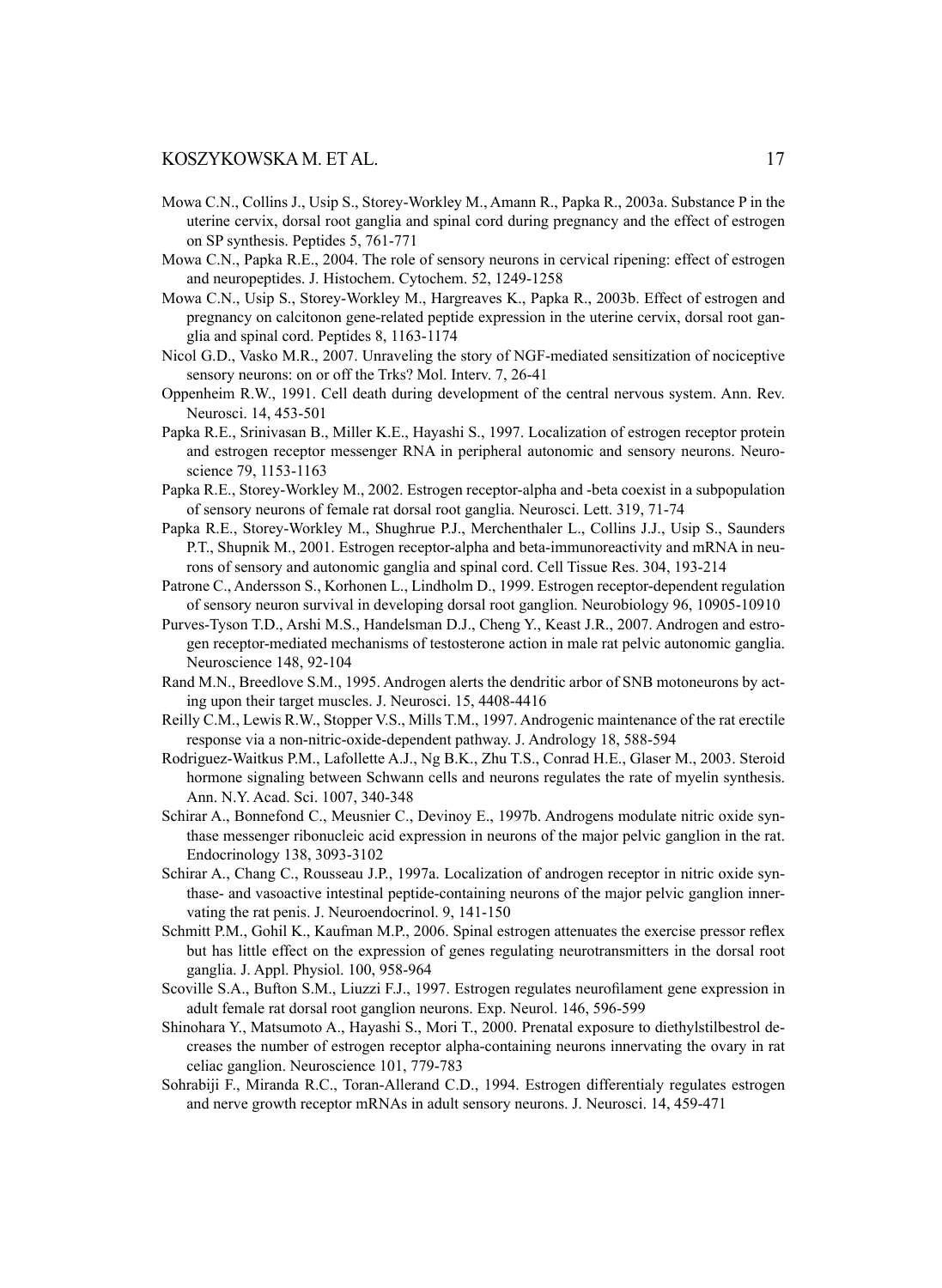Mowa C.N., Collins J., Usip S., Storey-Workley M., Amann R., Papka R., 2003a. Substance P in the uterine cervix, dorsal root ganglia and spinal cord during pregnancy and the effect of estrogen on SP synthesis. Peptides 5, 761-771

Mowa C.N., Papka R.E., 2004. The role of sensory neurons in cervical ripening: effect of estrogen and neuropeptides. J. Histochem. Cytochem. 52, 1249-1258

Mowa C.N., Usip S., Storey-Workley M., Hargreaves K., Papka R., 2003b. Effect of estrogen and pregnancy on calcitonon gene-related peptide expression in the uterine cervix, dorsal root ganglia and spinal cord. Peptides 8, 1163-1174

Nicol G.D., Vasko M.R., 2007. Unraveling the story of NGF-mediated sensitization of nociceptive sensory neurons: on or off the Trks? Mol. Interv. 7, 26-41

Oppenheim R.W., 1991. Cell death during development of the central nervous system. Ann. Rev. Neurosci. 14, 453-501

Papka R.E., Srinivasan B., Miller K.E., Hayashi S., 1997. Localization of estrogen receptor protein and estrogen receptor messenger RNA in peripheral autonomic and sensory neurons. Neuroscience 79, 1153-1163

Papka R.E., Storey-Workley M., 2002. Estrogen receptor-alpha and -beta coexist in a subpopulation of sensory neurons of female rat dorsal root ganglia. Neurosci. Lett. 319, 71-74

Papka R.E., Storey-Workley M., Shughrue P.J., Merchenthaler L., Collins J.J., Usip S., Saunders P.T., Shupnik M., 2001. Estrogen receptor-alpha and beta-immunoreactivity and mRNA in neurons of sensory and autonomic ganglia and spinal cord. Cell Tissue Res. 304, 193-214

Patrone C., Andersson S., Korhonen L., Lindholm D., 1999. Estrogen receptor-dependent regulation of sensory neuron survival in developing dorsal root ganglion. Neurobiology 96, 10905-10910

Purves-Tyson T.D., Arshi M.S., Handelsman D.J., Cheng Y., Keast J.R., 2007. Androgen and estrogen receptor-mediated mechanisms of testosterone action in male rat pelvic autonomic ganglia. Neuroscience 148, 92-104

Rand M.N., Breedlove S.M., 1995. Androgen alerts the dendritic arbor of SNB motoneurons by acting upon their target muscles. J. Neurosci. 15, 4408-4416

Reilly C.M., Lewis R.W., Stopper V.S., Mills T.M., 1997. Androgenic maintenance of the rat erectile response via a non-nitric-oxide-dependent pathway. J. Andrology 18, 588-594

Rodriguez-Waitkus P.M., Lafollette A.J., Ng B.K., Zhu T.S., Conrad H.E., Glaser M., 2003. Steroid hormone signaling between Schwann cells and neurons regulates the rate of myelin synthesis. Ann. N.Y. Acad. Sci. 1007, 340-348

Schirar A., Bonnefond C., Meusnier C., Devinoy E., 1997b. Androgens modulate nitric oxide synthase messenger ribonucleic acid expression in neurons of the major pelvic ganglion in the rat. Endocrinology 138, 3093-3102

Schirar A., Chang C., Rousseau J.P., 1997a. Localization of androgen receptor in nitric oxide synthase- and vasoactive intestinal peptide-containing neurons of the major pelvic ganglion innervating the rat penis. J. Neuroendocrinol. 9, 141-150

Schmitt P.M., Gohil K., Kaufman M.P., 2006. Spinal estrogen attenuates the exercise pressor reflex but has little effect on the expression of genes regulating neurotransmitters in the dorsal root ganglia. J. Appl. Physiol. 100, 958-964

Scoville S.A., Bufton S.M., Liuzzi F.J., 1997. Estrogen regulates neurofilament gene expression in adult female rat dorsal root ganglion neurons. Exp. Neurol. 146, 596-599

Shinohara Y., Matsumoto A., Hayashi S., Mori T., 2000. Prenatal exposure to diethylstilbestrol decreases the number of estrogen receptor alpha-containing neurons innervating the ovary in rat celiac ganglion. Neuroscience 101, 779-783

Sohrabiji F., Miranda R.C., Toran-Allerand C.D., 1994. Estrogen differentialy regulates estrogen and nerve growth receptor mRNAs in adult sensory neurons. J. Neurosci. 14, 459-471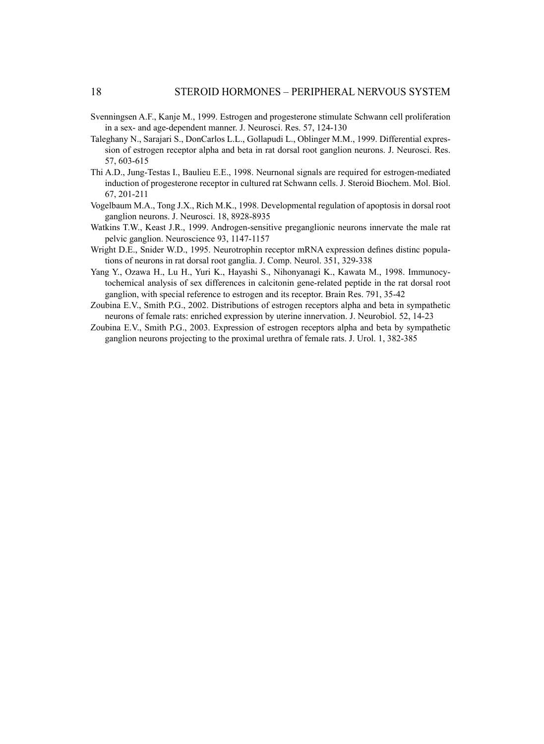Svenningsen A.F., Kanje M., 1999. Estrogen and progesterone stimulate Schwann cell proliferation in a sex- and age-dependent manner. J. Neurosci. Res. 57, 124-130

Taleghany N., Sarajari S., DonCarlos L.L., Gollapudi L., Oblinger M.M., 1999. Differential expression of estrogen receptor alpha and beta in rat dorsal root ganglion neurons. J. Neurosci. Res. 57, 603-615

Thi A.D., Jung-Testas I., Baulieu E.E., 1998. Neurnonal signals are required for estrogen-mediated induction of progesterone receptor in cultured rat Schwann cells. J. Steroid Biochem. Mol. Biol. 67, 201-211

Vogelbaum M.A., Tong J.X., Rich M.K., 1998. Developmental regulation of apoptosis in dorsal root ganglion neurons. J. Neurosci. 18, 8928-8935

Watkins T.W., Keast J.R., 1999. Androgen-sensitive preganglionic neurons innervate the male rat pelvic ganglion. Neuroscience 93, 1147-1157

Wright D.E., Snider W.D., 1995. Neurotrophin receptor mRNA expression defines distinc populations of neurons in rat dorsal root ganglia. J. Comp. Neurol. 351, 329-338

Yang Y., Ozawa H., Lu H., Yuri K., Hayashi S., Nihonyanagi K., Kawata M., 1998. Immunocytochemical analysis of sex differences in calcitonin gene-related peptide in the rat dorsal root ganglion, with special reference to estrogen and its receptor. Brain Res. 791, 35-42

Zoubina E.V., Smith P.G., 2002. Distributions of estrogen receptors alpha and beta in sympathetic neurons of female rats: enriched expression by uterine innervation. J. Neurobiol. 52, 14-23

Zoubina E.V., Smith P.G., 2003. Expression of estrogen receptors alpha and beta by sympathetic ganglion neurons projecting to the proximal urethra of female rats. J. Urol. 1, 382-385